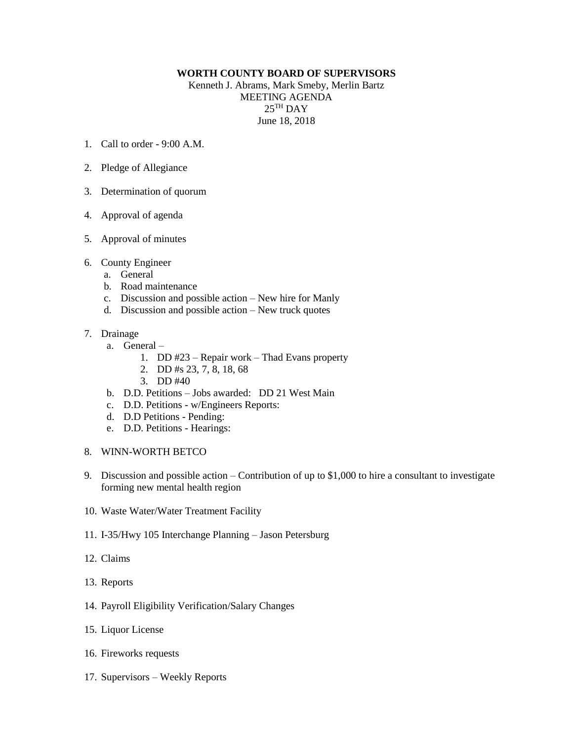**WORTH COUNTY BOARD OF SUPERVISORS**

Kenneth J. Abrams, Mark Smeby, Merlin Bartz

MEETING AGENDA

25TH DAY

June 18, 2018

1. Call to order - 9:00 A.M.

2. Pledge of Allegiance

3. Determination of quorum

4. Approval of agenda

5. Approval of minutes

6. County Engineer
   a. General
   b. Road maintenance
   c. Discussion and possible action – New hire for Manly
   d. Discussion and possible action – New truck quotes

7. Drainage
   a. General –
      1. DD #23 – Repair work – Thad Evans property
      2. DD #s 23, 7, 8, 18, 68
      3. DD #40
   b. D.D. Petitions – Jobs awarded: DD 21 West Main
   c. D.D. Petitions - w/Engineers Reports:
   d. D.D Petitions - Pending:
   e. D.D. Petitions - Hearings:

8. WINN-WORTH BETCO

9. Discussion and possible action – Contribution of up to $1,000 to hire a consultant to investigate forming new mental health region

10. Waste Water/Water Treatment Facility

11. I-35/Hwy 105 Interchange Planning – Jason Petersburg

12. Claims

13. Reports

14. Payroll Eligibility Verification/Salary Changes

15. Liquor License

16. Fireworks requests

17. Supervisors – Weekly Reports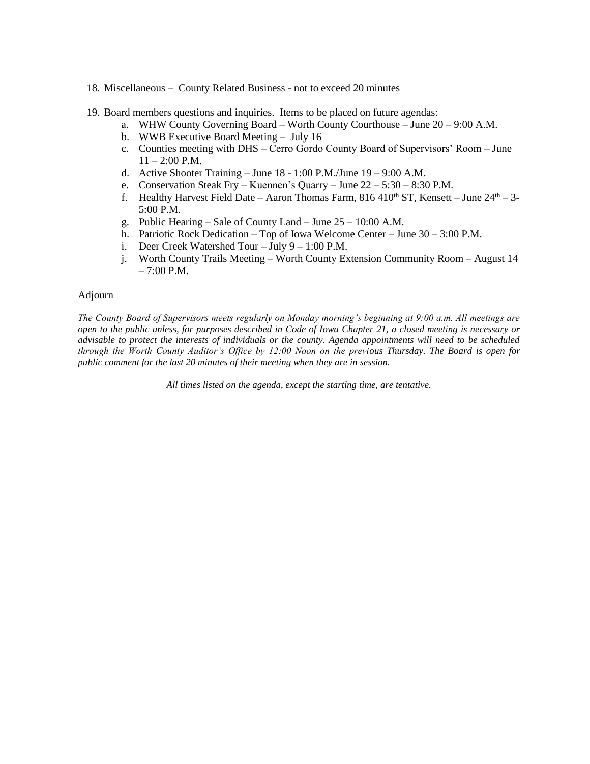18. Miscellaneous – County Related Business - not to exceed 20 minutes

19. Board members questions and inquiries. Items to be placed on future agendas:
    a. WHW County Governing Board – Worth County Courthouse – June 20 – 9:00 A.M.
    b. WWB Executive Board Meeting – July 16
    c. Counties meeting with DHS – Cerro Gordo County Board of Supervisors' Room – June 11 – 2:00 P.M.
    d. Active Shooter Training – June 18 - 1:00 P.M./June 19 – 9:00 A.M.
    e. Conservation Steak Fry – Kuennen's Quarry – June 22 – 5:30 – 8:30 P.M.
    f. Healthy Harvest Field Date – Aaron Thomas Farm, 816 410th ST, Kensett – June 24th – 3-5:00 P.M.
    g. Public Hearing – Sale of County Land – June 25 – 10:00 A.M.
    h. Patriotic Rock Dedication – Top of Iowa Welcome Center – June 30 – 3:00 P.M.
    i. Deer Creek Watershed Tour – July 9 – 1:00 P.M.
    j. Worth County Trails Meeting – Worth County Extension Community Room – August 14 – 7:00 P.M.

Adjourn

*The County Board of Supervisors meets regularly on Monday morning's beginning at 9:00 a.m. All meetings are open to the public unless, for purposes described in Code of Iowa Chapter 21, a closed meeting is necessary or advisable to protect the interests of individuals or the county. Agenda appointments will need to be scheduled through the Worth County Auditor's Office by 12:00 Noon on the previous Thursday. The Board is open for public comment for the last 20 minutes of their meeting when they are in session.*

*All times listed on the agenda, except the starting time, are tentative.*